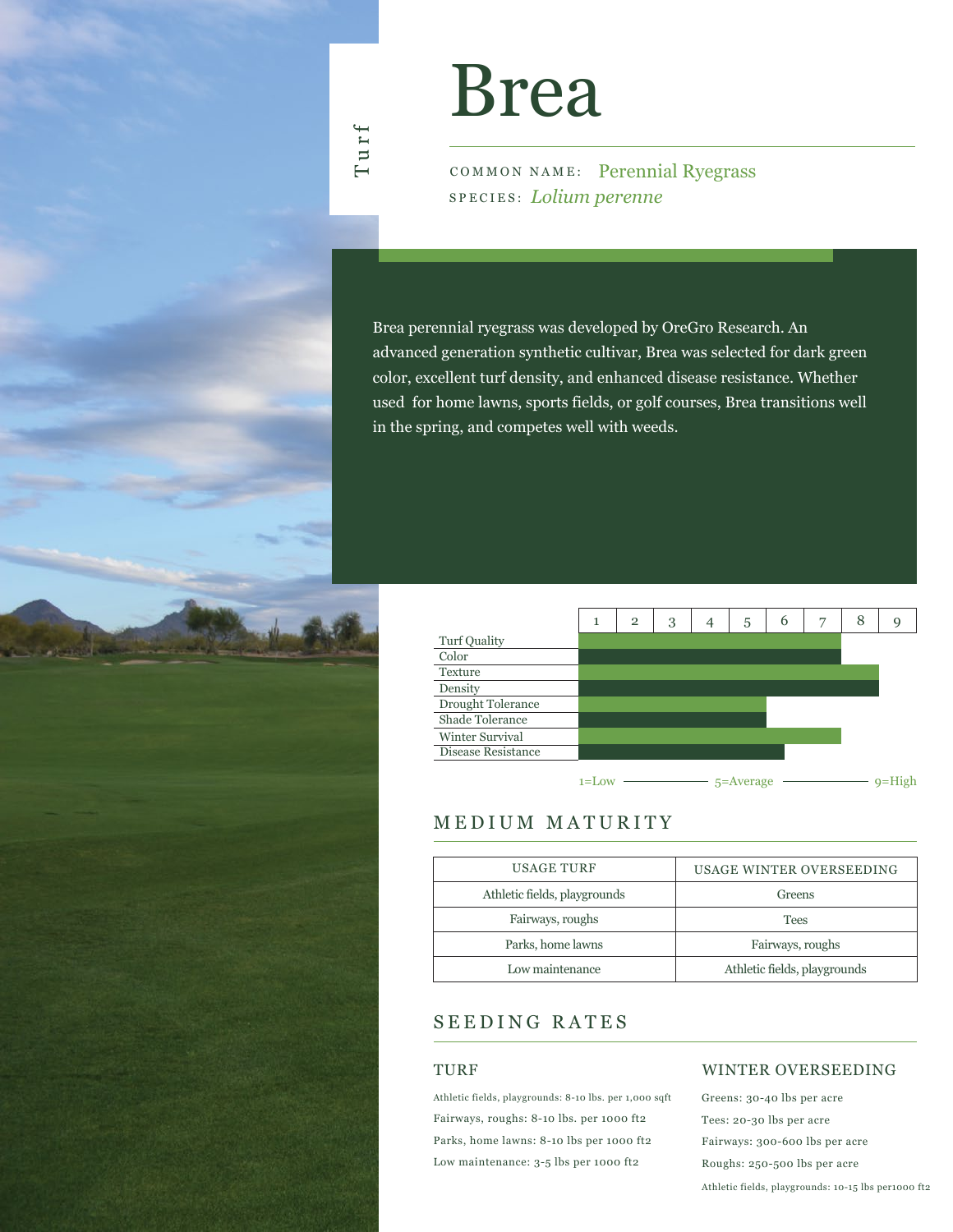Turf

# Brea

COMMON NAME: Perennial Ryegrass
SPECIES: *Lolium perenne*

Brea perennial ryegrass was developed by OreGro Research. An advanced generation synthetic cultivar, Brea was selected for dark green color, excellent turf density, and enhanced disease resistance. Whether used for home lawns, sports fields, or golf courses, Brea transitions well in the spring, and competes well with weeds.

| Trait | Rating (1–9) |
|---|---|
| Turf Quality | 7 |
| Color | 7 |
| Texture | 8 |
| Density | 8 |
| Drought Tolerance | 5 |
| Shade Tolerance | 5 |
| Winter Survival | 7 |
| Disease Resistance | 5.5 |

1=Low — 5=Average — 9=High

## MEDIUM MATURITY

| USAGE TURF | USAGE WINTER OVERSEEDING |
|---|---|
| Athletic fields, playgrounds | Greens |
| Fairways, roughs | Tees |
| Parks, home lawns | Fairways, roughs |
| Low maintenance | Athletic fields, playgrounds |

## SEEDING RATES

### TURF

Athletic fields, playgrounds: 8-10 lbs. per 1,000 sqft
Fairways, roughs: 8-10 lbs. per 1000 ft2
Parks, home lawns: 8-10 lbs per 1000 ft2
Low maintenance: 3-5 lbs per 1000 ft2

### WINTER OVERSEEDING

Greens: 30-40 lbs per acre
Tees: 20-30 lbs per acre
Fairways: 300-600 lbs per acre
Roughs: 250-500 lbs per acre
Athletic fields, playgrounds: 10-15 lbs per1000 ft2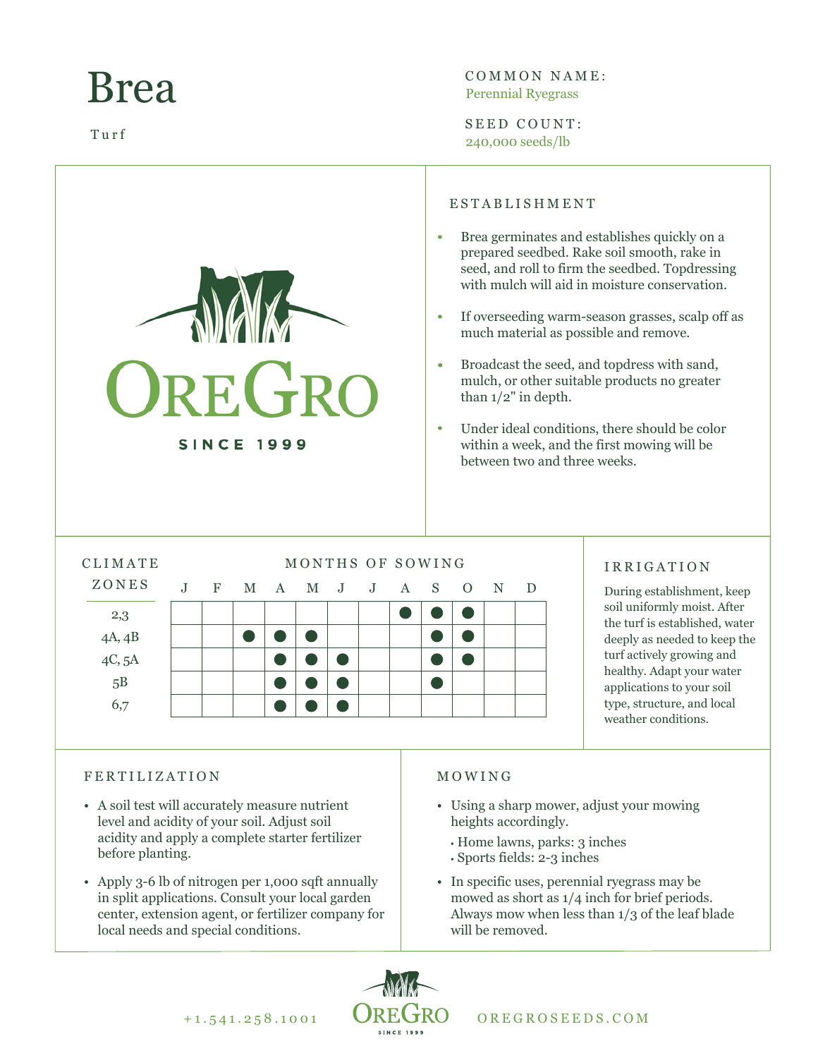# Brea

Turf

**COMMON NAME:**
Perennial Ryegrass

**SEED COUNT:**
240,000 seeds/lb

OREGRO

SINCE 1999

## ESTABLISHMENT

- Brea germinates and establishes quickly on a prepared seedbed. Rake soil smooth, rake in seed, and roll to firm the seedbed. Topdressing with mulch will aid in moisture conservation.
- If overseeding warm-season grasses, scalp off as much material as possible and remove.
- Broadcast the seed, and topdress with sand, mulch, or other suitable products no greater than 1/2" in depth.
- Under ideal conditions, there should be color within a week, and the first mowing will be between two and three weeks.

## CLIMATE ZONES / MONTHS OF SOWING

| CLIMATE ZONES | J | F | M | A | M | J | J | A | S | O | N | D |
|---|---|---|---|---|---|---|---|---|---|---|---|---|
| 2,3 | | | | | | | | ● | ● | ● | | |
| 4A, 4B | | | ● | ● | ● | | | | ● | ● | | |
| 4C, 5A | | | | ● | ● | ● | | | ● | ● | | |
| 5B | | | | ● | ● | ● | | | ● | | | |
| 6,7 | | | | ● | ● | ● | | | | | | |

## IRRIGATION

During establishment, keep soil uniformly moist. After the turf is established, water deeply as needed to keep the turf actively growing and healthy. Adapt your water applications to your soil type, structure, and local weather conditions.

## FERTILIZATION

- A soil test will accurately measure nutrient level and acidity of your soil. Adjust soil acidity and apply a complete starter fertilizer before planting.
- Apply 3-6 lb of nitrogen per 1,000 sqft annually in split applications. Consult your local garden center, extension agent, or fertilizer company for local needs and special conditions.

## MOWING

- Using a sharp mower, adjust your mowing heights accordingly.
  - Home lawns, parks: 3 inches
  - Sports fields: 2-3 inches
- In specific uses, perennial ryegrass may be mowed as short as 1/4 inch for brief periods. Always mow when less than 1/3 of the leaf blade will be removed.

+1.541.258.1001 | OREGRO SINCE 1999 | OREGROSEEDS.COM